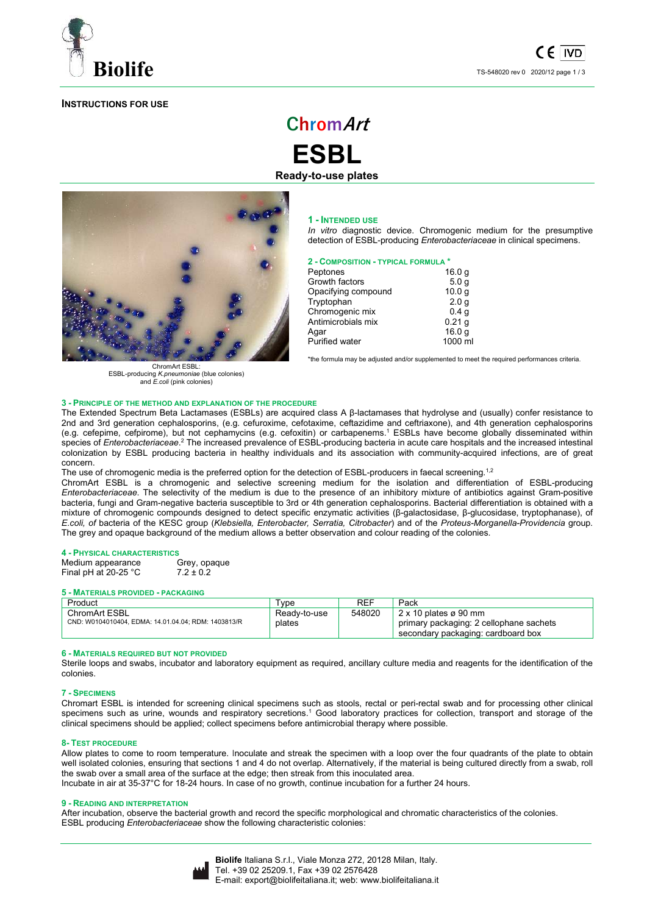**INSTRUCTIONS FOR USE**

# ChromArt ESBL

**Ready-to-use plates**

ChromArt ESBL:
ESBL-producing *K.pneumoniae* (blue colonies) and *E.coli* (pink colonies)

## 1 - INTENDED USE

*In vitro* diagnostic device. Chromogenic medium for the presumptive detection of ESBL-producing *Enterobacteriaceae* in clinical specimens.

## 2 - COMPOSITION - TYPICAL FORMULA *

| | |
|---|---|
| Peptones | 16.0 g |
| Growth factors | 5.0 g |
| Opacifying compound | 10.0 g |
| Tryptophan | 2.0 g |
| Chromogenic mix | 0.4 g |
| Antimicrobials mix | 0.21 g |
| Agar | 16.0 g |
| Purified water | 1000 ml |

*the formula may be adjusted and/or supplemented to meet the required performances criteria.

## 3 - PRINCIPLE OF THE METHOD AND EXPLANATION OF THE PROCEDURE

The Extended Spectrum Beta Lactamases (ESBLs) are acquired class A β-lactamases that hydrolyse and (usually) confer resistance to 2nd and 3rd generation cephalosporins, (e.g. cefuroxime, cefotaxime, ceftazidime and ceftriaxone), and 4th generation cephalosporins (e.g. cefepime, cefpirome), but not cephamycins (e.g. cefoxitin) or carbapenems.[1] ESBLs have become globally disseminated within species of *Enterobacteriaceae*.[2] The increased prevalence of ESBL-producing bacteria in acute care hospitals and the increased intestinal colonization by ESBL producing bacteria in healthy individuals and its association with community-acquired infections, are of great concern.

The use of chromogenic media is the preferred option for the detection of ESBL-producers in faecal screening.[1,2]

ChromArt ESBL is a chromogenic and selective screening medium for the isolation and differentiation of ESBL-producing *Enterobacteriaceae.* The selectivity of the medium is due to the presence of an inhibitory mixture of antibiotics against Gram-positive bacteria, fungi and Gram-negative bacteria susceptible to 3rd or 4th generation cephalosporins. Bacterial differentiation is obtained with a mixture of chromogenic compounds designed to detect specific enzymatic activities (β-galactosidase, β-glucosidase, tryptophanase), of *E.coli, of* bacteria of the KESC group (*Klebsiella, Enterobacter, Serratia, Citrobacter*) and of the *Proteus-Morganella-Providencia* group. The grey and opaque background of the medium allows a better observation and colour reading of the colonies.

## 4 - PHYSICAL CHARACTERISTICS

| | |
|---|---|
| Medium appearance | Grey, opaque |
| Final pH at 20-25 °C | 7.2 ± 0.2 |

## 5 - MATERIALS PROVIDED - PACKAGING

| Product | Type | REF | Pack |
|---|---|---|---|
| ChromArt ESBL<br>CND: W0104010404, EDMA: 14.01.04.04; RDM: 1403813/R | Ready-to-use plates | 548020 | 2 x 10 plates ø 90 mm<br>primary packaging: 2 cellophane sachets<br>secondary packaging: cardboard box |

## 6 - MATERIALS REQUIRED BUT NOT PROVIDED

Sterile loops and swabs, incubator and laboratory equipment as required, ancillary culture media and reagents for the identification of the colonies.

## 7 - SPECIMENS

Chromart ESBL is intended for screening clinical specimens such as stools, rectal or peri-rectal swab and for processing other clinical specimens such as urine, wounds and respiratory secretions.[1] Good laboratory practices for collection, transport and storage of the clinical specimens should be applied; collect specimens before antimicrobial therapy where possible.

## 8- TEST PROCEDURE

Allow plates to come to room temperature. Inoculate and streak the specimen with a loop over the four quadrants of the plate to obtain well isolated colonies, ensuring that sections 1 and 4 do not overlap. Alternatively, if the material is being cultured directly from a swab, roll the swab over a small area of the surface at the edge; then streak from this inoculated area.

Incubate in air at 35-37°C for 18-24 hours. In case of no growth, continue incubation for a further 24 hours.

## 9 - READING AND INTERPRETATION

After incubation, observe the bacterial growth and record the specific morphological and chromatic characteristics of the colonies.

ESBL producing *Enterobacteriaceae* show the following characteristic colonies: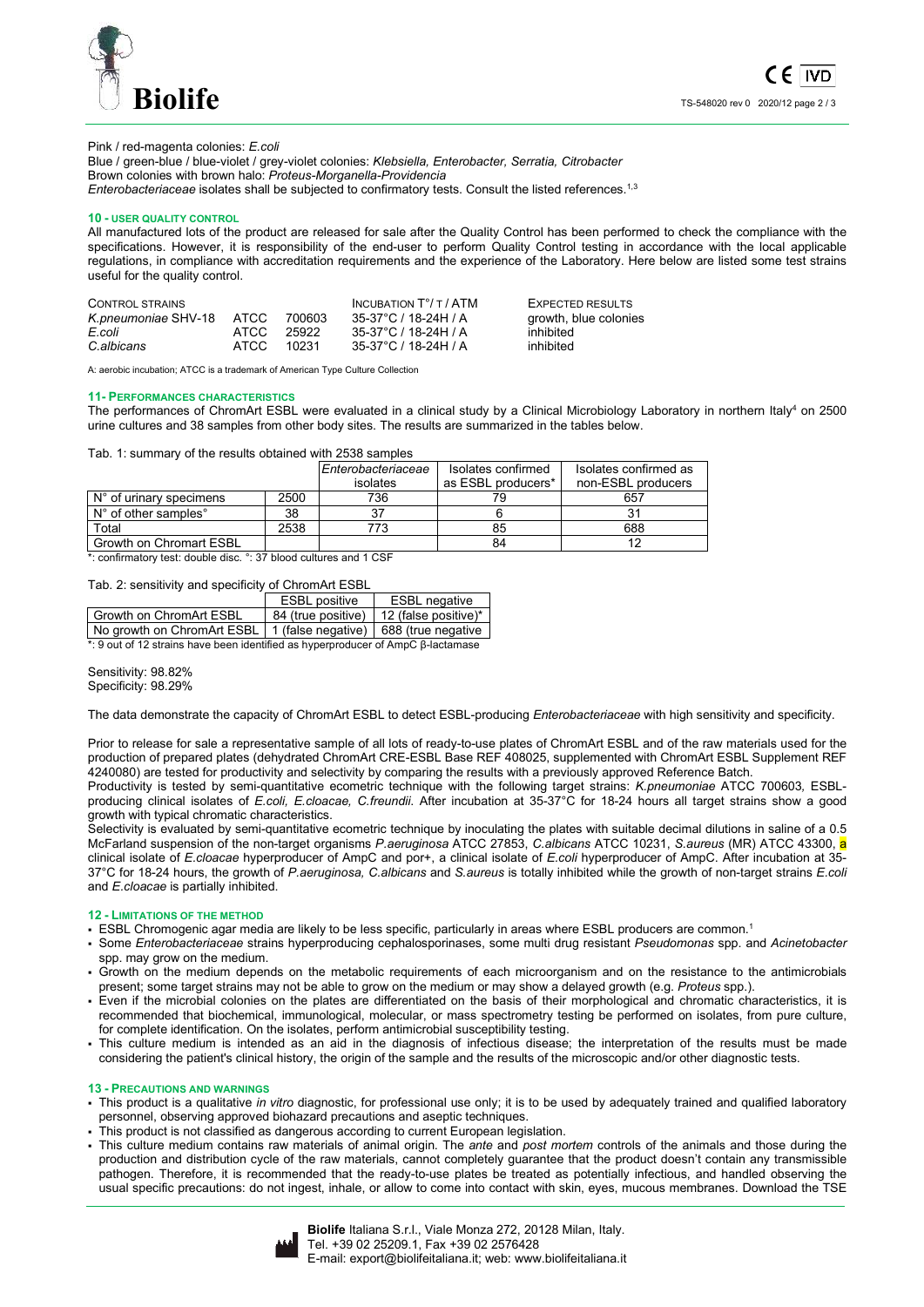Pink / red-magenta colonies: *E.coli*
Blue / green-blue / blue-violet / grey-violet colonies: *Klebsiella, Enterobacter, Serratia, Citrobacter*
Brown colonies with brown halo: *Proteus-Morganella-Providencia*
*Enterobacteriaceae* isolates shall be subjected to confirmatory tests. Consult the listed references.[1,3]

## 10 - USER QUALITY CONTROL

All manufactured lots of the product are released for sale after the Quality Control has been performed to check the compliance with the specifications. However, it is responsibility of the end-user to perform Quality Control testing in accordance with the local applicable regulations, in compliance with accreditation requirements and the experience of the Laboratory. Here below are listed some test strains useful for the quality control.

| CONTROL STRAINS | | INCUBATION T°/ T / ATM | EXPECTED RESULTS |
|---|---|---|---|
| *K.pneumoniae* SHV-18 | ATCC 700603 | 35-37°C / 18-24H / A | growth, blue colonies |
| *E.coli* | ATCC 25922 | 35-37°C / 18-24H / A | inhibited |
| *C.albicans* | ATCC 10231 | 35-37°C / 18-24H / A | inhibited |

A: aerobic incubation; ATCC is a trademark of American Type Culture Collection

## 11- PERFORMANCES CHARACTERISTICS

The performances of ChromArt ESBL were evaluated in a clinical study by a Clinical Microbiology Laboratory in northern Italy[4] on 2500 urine cultures and 38 samples from other body sites. The results are summarized in the tables below.

Tab. 1: summary of the results obtained with 2538 samples

| | | *Enterobacteriaceae* isolates | Isolates confirmed as ESBL producers* | Isolates confirmed as non-ESBL producers |
|---|---|---|---|---|
| N° of urinary specimens | 2500 | 736 | 79 | 657 |
| N° of other samples° | 38 | 37 | 6 | 31 |
| Total | 2538 | 773 | 85 | 688 |
| Growth on Chromart ESBL | | | 84 | 12 |

*: confirmatory test: double disc. °: 37 blood cultures and 1 CSF

Tab. 2: sensitivity and specificity of ChromArt ESBL

| | ESBL positive | ESBL negative |
|---|---|---|
| Growth on ChromArt ESBL | 84 (true positive) | 12 (false positive)* |
| No growth on ChromArt ESBL | 1 (false negative) | 688 (true negative |

*: 9 out of 12 strains have been identified as hyperproducer of AmpC β-lactamase

Sensitivity: 98.82%
Specificity: 98.29%

The data demonstrate the capacity of ChromArt ESBL to detect ESBL-producing *Enterobacteriaceae* with high sensitivity and specificity.

Prior to release for sale a representative sample of all lots of ready-to-use plates of ChromArt ESBL and of the raw materials used for the production of prepared plates (dehydrated ChromArt CRE-ESBL Base REF 408025, supplemented with ChromArt ESBL Supplement REF 4240080) are tested for productivity and selectivity by comparing the results with a previously approved Reference Batch.
Productivity is tested by semi-quantitative ecometric technique with the following target strains: *K.pneumoniae* ATCC 700603, ESBL-producing clinical isolates of *E.coli, E.cloacae, C.freundii*. After incubation at 35-37°C for 18-24 hours all target strains show a good growth with typical chromatic characteristics.
Selectivity is evaluated by semi-quantitative ecometric technique by inoculating the plates with suitable decimal dilutions in saline of a 0.5 McFarland suspension of the non-target organisms *P.aeruginosa* ATCC 27853, *C.albicans* ATCC 10231, *S.aureus* (MR) ATCC 43300, a clinical isolate of *E.cloacae* hyperproducer of AmpC and por+, a clinical isolate of *E.coli* hyperproducer of AmpC. After incubation at 35-37°C for 18-24 hours, the growth of *P.aeruginosa, C.albicans* and *S.aureus* is totally inhibited while the growth of non-target strains *E.coli* and *E.cloacae* is partially inhibited.

## 12 - LIMITATIONS OF THE METHOD

- ESBL Chromogenic agar media are likely to be less specific, particularly in areas where ESBL producers are common.[1]
- Some *Enterobacteriaceae* strains hyperproducing cephalosporinases, some multi drug resistant *Pseudomonas* spp. and *Acinetobacter* spp. may grow on the medium.
- Growth on the medium depends on the metabolic requirements of each microorganism and on the resistance to the antimicrobials present; some target strains may not be able to grow on the medium or may show a delayed growth (e.g. *Proteus* spp.).
- Even if the microbial colonies on the plates are differentiated on the basis of their morphological and chromatic characteristics, it is recommended that biochemical, immunological, molecular, or mass spectrometry testing be performed on isolates, from pure culture, for complete identification. On the isolates, perform antimicrobial susceptibility testing.
- This culture medium is intended as an aid in the diagnosis of infectious disease; the interpretation of the results must be made considering the patient's clinical history, the origin of the sample and the results of the microscopic and/or other diagnostic tests.

## 13 - PRECAUTIONS AND WARNINGS

- This product is a qualitative *in vitro* diagnostic, for professional use only; it is to be used by adequately trained and qualified laboratory personnel, observing approved biohazard precautions and aseptic techniques.
- This product is not classified as dangerous according to current European legislation.
- This culture medium contains raw materials of animal origin. The *ante* and *post mortem* controls of the animals and those during the production and distribution cycle of the raw materials, cannot completely guarantee that the product doesn't contain any transmissible pathogen. Therefore, it is recommended that the ready-to-use plates be treated as potentially infectious, and handled observing the usual specific precautions: do not ingest, inhale, or allow to come into contact with skin, eyes, mucous membranes. Download the TSE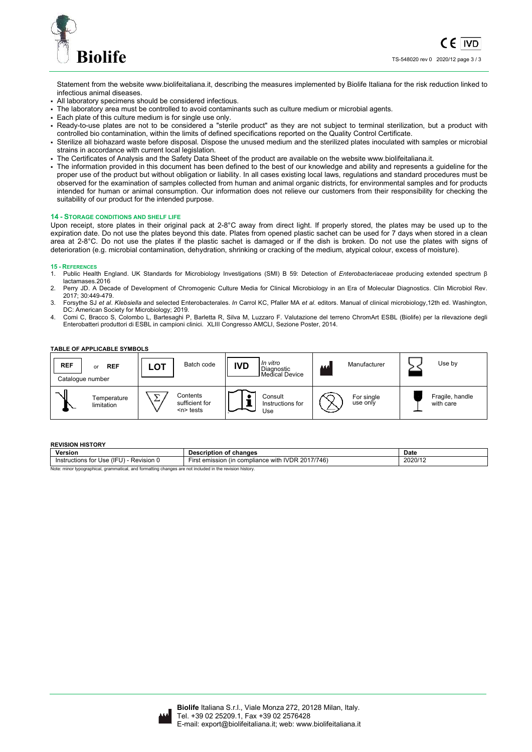Statement from the website www.biolifeitaliana.it, describing the measures implemented by Biolife Italiana for the risk reduction linked to infectious animal diseases.

- All laboratory specimens should be considered infectious.
- The laboratory area must be controlled to avoid contaminants such as culture medium or microbial agents.
- Each plate of this culture medium is for single use only.
- Ready-to-use plates are not to be considered a "sterile product" as they are not subject to terminal sterilization, but a product with controlled bio contamination, within the limits of defined specifications reported on the Quality Control Certificate.
- Sterilize all biohazard waste before disposal. Dispose the unused medium and the sterilized plates inoculated with samples or microbial strains in accordance with current local legislation.
- The Certificates of Analysis and the Safety Data Sheet of the product are available on the website www.biolifeitaliana.it.
- The information provided in this document has been defined to the best of our knowledge and ability and represents a guideline for the proper use of the product but without obligation or liability. In all cases existing local laws, regulations and standard procedures must be observed for the examination of samples collected from human and animal organic districts, for environmental samples and for products intended for human or animal consumption. Our information does not relieve our customers from their responsibility for checking the suitability of our product for the intended purpose.

## 14 - STORAGE CONDITIONS AND SHELF LIFE

Upon receipt, store plates in their original pack at 2-8°C away from direct light. If properly stored, the plates may be used up to the expiration date. Do not use the plates beyond this date. Plates from opened plastic sachet can be used for 7 days when stored in a clean area at 2-8°C. Do not use the plates if the plastic sachet is damaged or if the dish is broken. Do not use the plates with signs of deterioration (e.g. microbial contamination, dehydration, shrinking or cracking of the medium, atypical colour, excess of moisture).

## 15 - REFERENCES

1. Public Health England. UK Standards for Microbiology Investigations (SMI) B 59: Detection of *Enterobacteriaceae* producing extended spectrum β lactamases.2016
2. Perry JD. A Decade of Development of Chromogenic Culture Media for Clinical Microbiology in an Era of Molecular Diagnostics. Clin Microbiol Rev. 2017; 30:449-479.
3. Forsythe SJ *et al*. *Klebsiella* and selected Enterobacterales. *In* Carrol KC, Pfaller MA *et al*. editors. Manual of clinical microbiology,12th ed. Washington, DC: American Society for Microbiology; 2019.
4. Comi C, Bracco S, Colombo L, Bartesaghi P, Barletta R, Silva M, Luzzaro F. Valutazione del terreno ChromArt ESBL (Biolife) per la rilevazione degli Enterobatteri produttori di ESBL in campioni clinici. XLIII Congresso AMCLI, Sezione Poster, 2014.

**TABLE OF APPLICABLE SYMBOLS**

| | | | | |
|---|---|---|---|---|
| REF or REF Catalogue number | LOT Batch code | IVD *In vitro* Diagnostic Medical Device | Manufacturer | Use by |
| Temperature limitation | Contents sufficient for <n> tests | Consult Instructions for Use | For single use only | Fragile, handle with care |

**REVISION HISTORY**

| Version | Description of changes | Date |
|---|---|---|
| Instructions for Use (IFU) - Revision 0 | First emission (in compliance with IVDR 2017/746) | 2020/12 |

Note: minor typographical, grammatical, and formatting changes are not included in the revision history.

**Biolife** Italiana S.r.l., Viale Monza 272, 20128 Milan, Italy.
Tel. +39 02 25209.1, Fax +39 02 2576428
E-mail: export@biolifeitaliana.it; web: www.biolifeitaliana.it